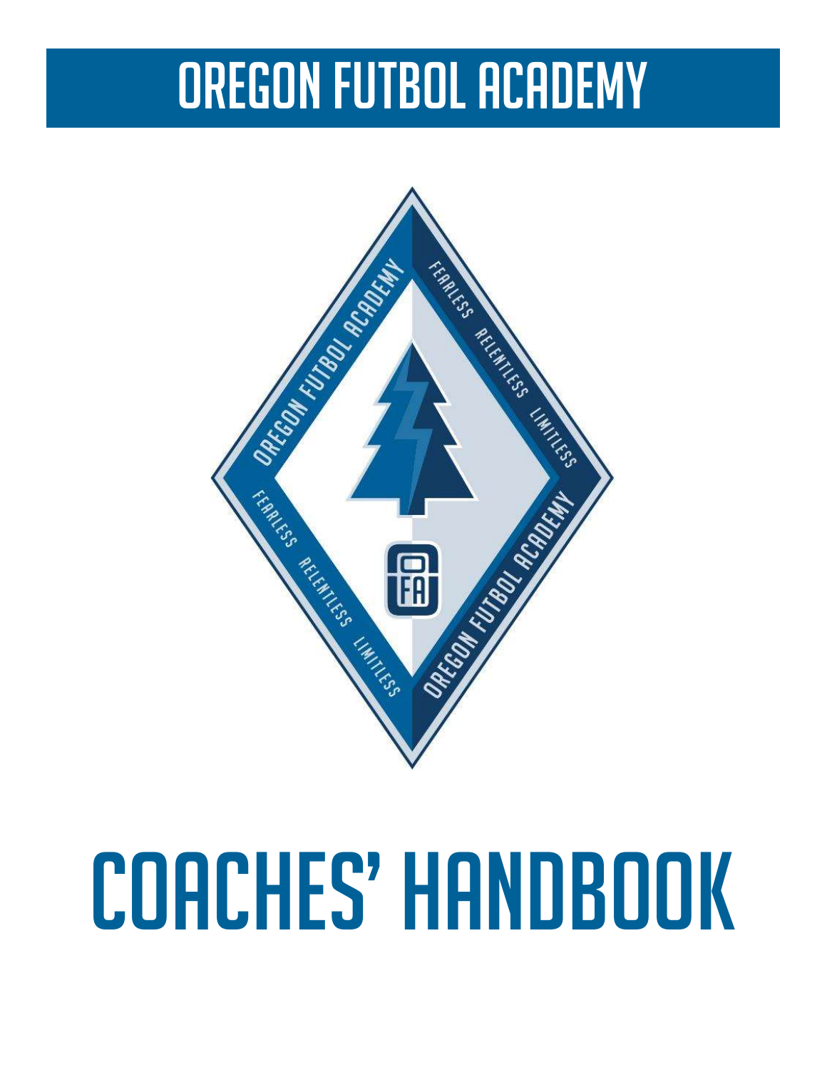# OREGON FUTBOL ACADEMY

# COACHES' HANDBOOK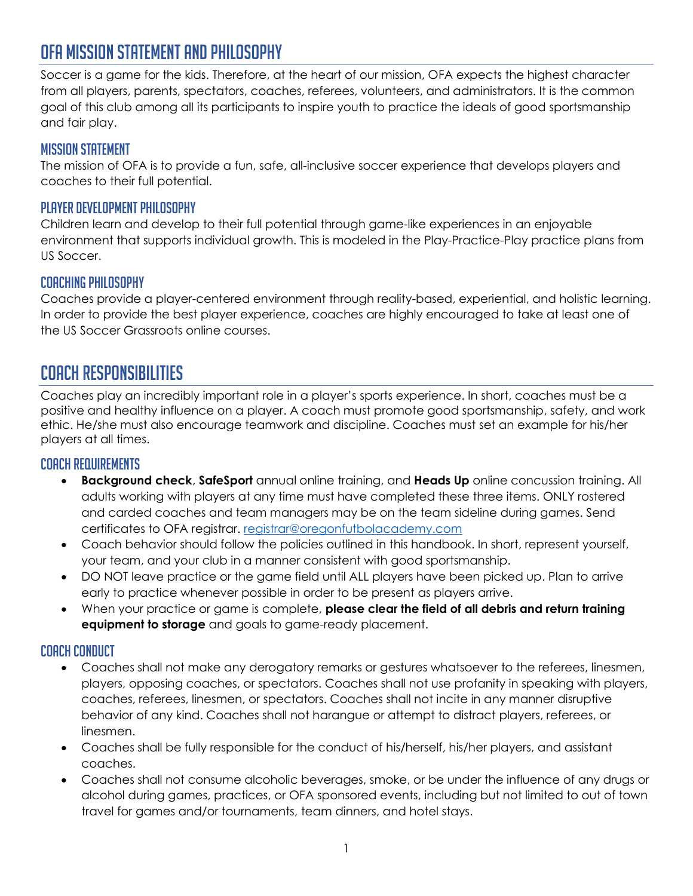# OFA Mission Statement and Philosophy

Soccer is a game for the kids. Therefore, at the heart of our mission, OFA expects the highest character from all players, parents, spectators, coaches, referees, volunteers, and administrators. It is the common goal of this club among all its participants to inspire youth to practice the ideals of good sportsmanship and fair play.

## Mission Statement

The mission of OFA is to provide a fun, safe, all-inclusive soccer experience that develops players and coaches to their full potential.

## Player Development Philosophy

Children learn and develop to their full potential through game-like experiences in an enjoyable environment that supports individual growth. This is modeled in the Play-Practice-Play practice plans from US Soccer.

## Coaching Philosophy

Coaches provide a player-centered environment through reality-based, experiential, and holistic learning. In order to provide the best player experience, coaches are highly encouraged to take at least one of the US Soccer Grassroots online courses.

# Coach Responsibilities

Coaches play an incredibly important role in a player's sports experience. In short, coaches must be a positive and healthy influence on a player. A coach must promote good sportsmanship, safety, and work ethic. He/she must also encourage teamwork and discipline. Coaches must set an example for his/her players at all times.

## Coach Requirements

- **Background check**, **SafeSport** annual online training, and **Heads Up** online concussion training. All adults working with players at any time must have completed these three items. ONLY rostered and carded coaches and team managers may be on the team sideline during games. Send certificates to OFA registrar. [registrar@oregonfutbolacademy.com](mailto:registrar@oregonfutbolacademy.com)
- Coach behavior should follow the policies outlined in this handbook. In short, represent yourself, your team, and your club in a manner consistent with good sportsmanship.
- DO NOT leave practice or the game field until ALL players have been picked up. Plan to arrive early to practice whenever possible in order to be present as players arrive.
- When your practice or game is complete, **please clear the field of all debris and return training equipment to storage** and goals to game-ready placement.

## Coach Conduct

- Coaches shall not make any derogatory remarks or gestures whatsoever to the referees, linesmen, players, opposing coaches, or spectators. Coaches shall not use profanity in speaking with players, coaches, referees, linesmen, or spectators. Coaches shall not incite in any manner disruptive behavior of any kind. Coaches shall not harangue or attempt to distract players, referees, or linesmen.
- Coaches shall be fully responsible for the conduct of his/herself, his/her players, and assistant coaches.
- Coaches shall not consume alcoholic beverages, smoke, or be under the influence of any drugs or alcohol during games, practices, or OFA sponsored events, including but not limited to out of town travel for games and/or tournaments, team dinners, and hotel stays.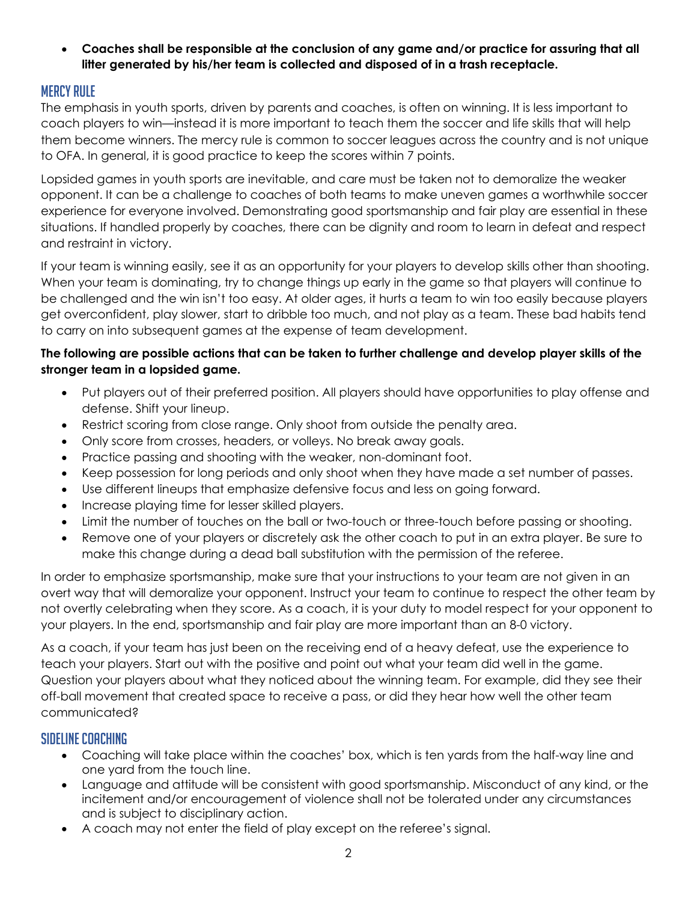- **Coaches shall be responsible at the conclusion of any game and/or practice for assuring that all litter generated by his/her team is collected and disposed of in a trash receptacle.**

## Mercy Rule

The emphasis in youth sports, driven by parents and coaches, is often on winning. It is less important to coach players to win—instead it is more important to teach them the soccer and life skills that will help them become winners. The mercy rule is common to soccer leagues across the country and is not unique to OFA. In general, it is good practice to keep the scores within 7 points.

Lopsided games in youth sports are inevitable, and care must be taken not to demoralize the weaker opponent. It can be a challenge to coaches of both teams to make uneven games a worthwhile soccer experience for everyone involved. Demonstrating good sportsmanship and fair play are essential in these situations. If handled properly by coaches, there can be dignity and room to learn in defeat and respect and restraint in victory.

If your team is winning easily, see it as an opportunity for your players to develop skills other than shooting. When your team is dominating, try to change things up early in the game so that players will continue to be challenged and the win isn't too easy. At older ages, it hurts a team to win too easily because players get overconfident, play slower, start to dribble too much, and not play as a team. These bad habits tend to carry on into subsequent games at the expense of team development.

**The following are possible actions that can be taken to further challenge and develop player skills of the stronger team in a lopsided game.**

- Put players out of their preferred position. All players should have opportunities to play offense and defense. Shift your lineup.
- Restrict scoring from close range. Only shoot from outside the penalty area.
- Only score from crosses, headers, or volleys. No break away goals.
- Practice passing and shooting with the weaker, non-dominant foot.
- Keep possession for long periods and only shoot when they have made a set number of passes.
- Use different lineups that emphasize defensive focus and less on going forward.
- Increase playing time for lesser skilled players.
- Limit the number of touches on the ball or two-touch or three-touch before passing or shooting.
- Remove one of your players or discretely ask the other coach to put in an extra player. Be sure to make this change during a dead ball substitution with the permission of the referee.

In order to emphasize sportsmanship, make sure that your instructions to your team are not given in an overt way that will demoralize your opponent. Instruct your team to continue to respect the other team by not overtly celebrating when they score. As a coach, it is your duty to model respect for your opponent to your players. In the end, sportsmanship and fair play are more important than an 8-0 victory.

As a coach, if your team has just been on the receiving end of a heavy defeat, use the experience to teach your players. Start out with the positive and point out what your team did well in the game. Question your players about what they noticed about the winning team. For example, did they see their off-ball movement that created space to receive a pass, or did they hear how well the other team communicated?

## Sideline Coaching

- Coaching will take place within the coaches' box, which is ten yards from the half-way line and one yard from the touch line.
- Language and attitude will be consistent with good sportsmanship. Misconduct of any kind, or the incitement and/or encouragement of violence shall not be tolerated under any circumstances and is subject to disciplinary action.
- A coach may not enter the field of play except on the referee's signal.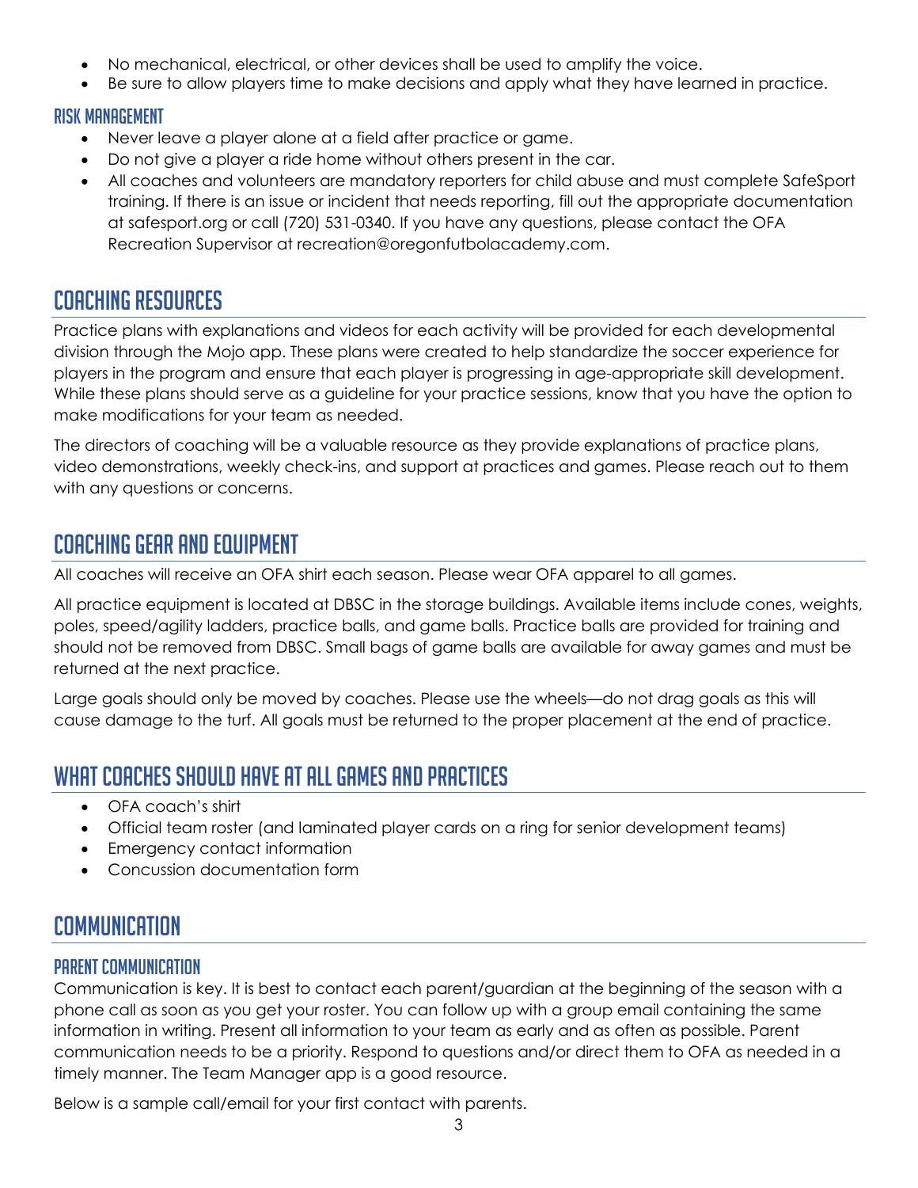- No mechanical, electrical, or other devices shall be used to amplify the voice.
- Be sure to allow players time to make decisions and apply what they have learned in practice.

### Risk Management

- Never leave a player alone at a field after practice or game.
- Do not give a player a ride home without others present in the car.
- All coaches and volunteers are mandatory reporters for child abuse and must complete SafeSport training. If there is an issue or incident that needs reporting, fill out the appropriate documentation at safesport.org or call (720) 531-0340. If you have any questions, please contact the OFA Recreation Supervisor at recreation@oregonfutbolacademy.com.

## Coaching Resources

Practice plans with explanations and videos for each activity will be provided for each developmental division through the Mojo app. These plans were created to help standardize the soccer experience for players in the program and ensure that each player is progressing in age-appropriate skill development. While these plans should serve as a guideline for your practice sessions, know that you have the option to make modifications for your team as needed.

The directors of coaching will be a valuable resource as they provide explanations of practice plans, video demonstrations, weekly check-ins, and support at practices and games. Please reach out to them with any questions or concerns.

## Coaching Gear and Equipment

All coaches will receive an OFA shirt each season. Please wear OFA apparel to all games.

All practice equipment is located at DBSC in the storage buildings. Available items include cones, weights, poles, speed/agility ladders, practice balls, and game balls. Practice balls are provided for training and should not be removed from DBSC. Small bags of game balls are available for away games and must be returned at the next practice.

Large goals should only be moved by coaches. Please use the wheels—do not drag goals as this will cause damage to the turf. All goals must be returned to the proper placement at the end of practice.

## What Coaches Should Have at All Games and Practices

- OFA coach's shirt
- Official team roster (and laminated player cards on a ring for senior development teams)
- Emergency contact information
- Concussion documentation form

## Communication

### Parent Communication

Communication is key. It is best to contact each parent/guardian at the beginning of the season with a phone call as soon as you get your roster. You can follow up with a group email containing the same information in writing. Present all information to your team as early and as often as possible. Parent communication needs to be a priority. Respond to questions and/or direct them to OFA as needed in a timely manner. The Team Manager app is a good resource.

Below is a sample call/email for your first contact with parents.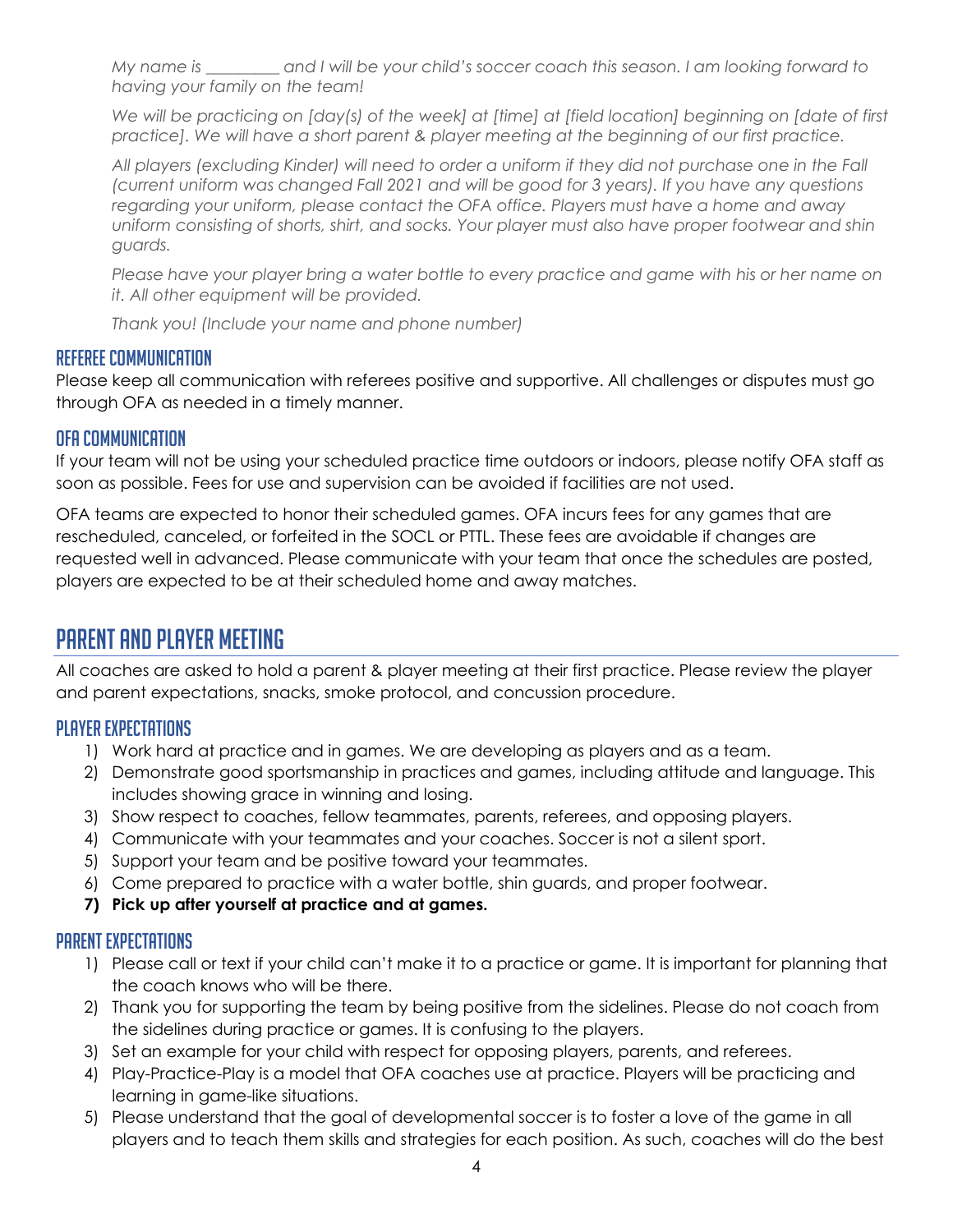*My name is _________ and I will be your child's soccer coach this season. I am looking forward to having your family on the team!*

*We will be practicing on [day(s) of the week] at [time] at [field location] beginning on [date of first practice]. We will have a short parent & player meeting at the beginning of our first practice.*

*All players (excluding Kinder) will need to order a uniform if they did not purchase one in the Fall (current uniform was changed Fall 2021 and will be good for 3 years). If you have any questions regarding your uniform, please contact the OFA office. Players must have a home and away uniform consisting of shorts, shirt, and socks. Your player must also have proper footwear and shin guards.*

*Please have your player bring a water bottle to every practice and game with his or her name on it. All other equipment will be provided.*

*Thank you! (Include your name and phone number)*

### Referee Communication

Please keep all communication with referees positive and supportive. All challenges or disputes must go through OFA as needed in a timely manner.

### OFA Communication

If your team will not be using your scheduled practice time outdoors or indoors, please notify OFA staff as soon as possible. Fees for use and supervision can be avoided if facilities are not used.

OFA teams are expected to honor their scheduled games. OFA incurs fees for any games that are rescheduled, canceled, or forfeited in the SOCL or PTTL. These fees are avoidable if changes are requested well in advanced. Please communicate with your team that once the schedules are posted, players are expected to be at their scheduled home and away matches.

## Parent and Player Meeting

All coaches are asked to hold a parent & player meeting at their first practice. Please review the player and parent expectations, snacks, smoke protocol, and concussion procedure.

### Player Expectations

1) Work hard at practice and in games. We are developing as players and as a team.
2) Demonstrate good sportsmanship in practices and games, including attitude and language. This includes showing grace in winning and losing.
3) Show respect to coaches, fellow teammates, parents, referees, and opposing players.
4) Communicate with your teammates and your coaches. Soccer is not a silent sport.
5) Support your team and be positive toward your teammates.
6) Come prepared to practice with a water bottle, shin guards, and proper footwear.
7) **Pick up after yourself at practice and at games.**

### Parent Expectations

1) Please call or text if your child can't make it to a practice or game. It is important for planning that the coach knows who will be there.
2) Thank you for supporting the team by being positive from the sidelines. Please do not coach from the sidelines during practice or games. It is confusing to the players.
3) Set an example for your child with respect for opposing players, parents, and referees.
4) Play-Practice-Play is a model that OFA coaches use at practice. Players will be practicing and learning in game-like situations.
5) Please understand that the goal of developmental soccer is to foster a love of the game in all players and to teach them skills and strategies for each position. As such, coaches will do the best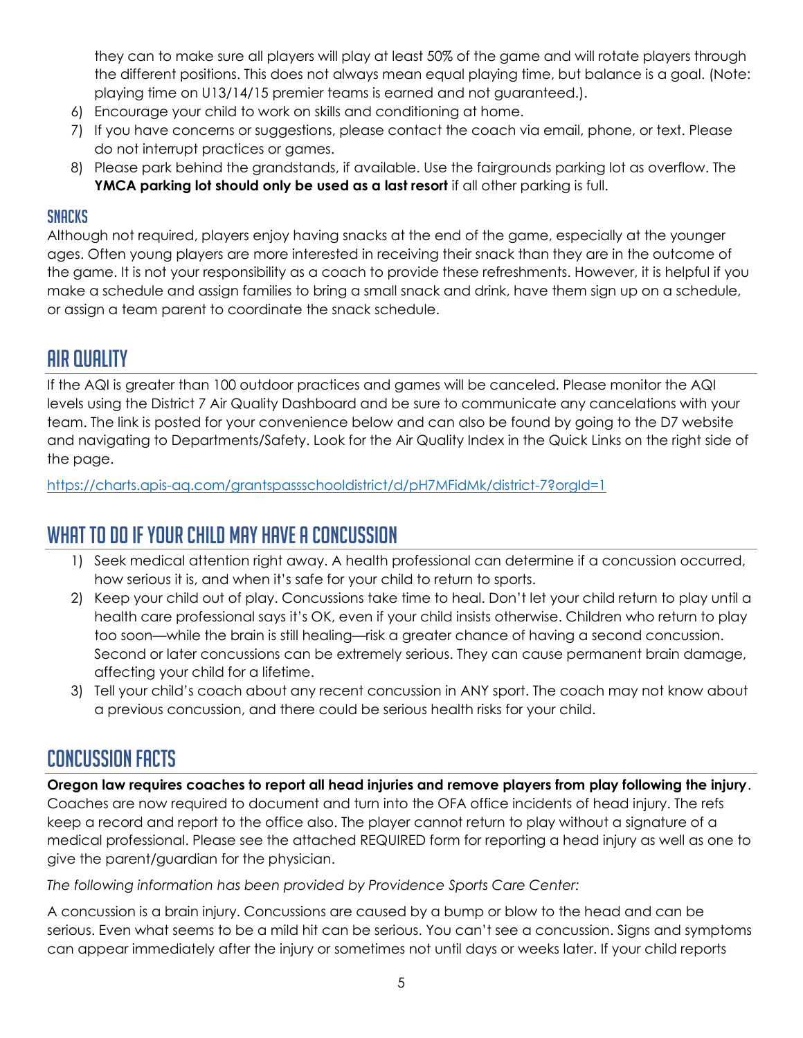they can to make sure all players will play at least 50% of the game and will rotate players through the different positions. This does not always mean equal playing time, but balance is a goal. (Note: playing time on U13/14/15 premier teams is earned and not guaranteed.).

6) Encourage your child to work on skills and conditioning at home.
7) If you have concerns or suggestions, please contact the coach via email, phone, or text. Please do not interrupt practices or games.
8) Please park behind the grandstands, if available. Use the fairgrounds parking lot as overflow. The **YMCA parking lot should only be used as a last resort** if all other parking is full.

### Snacks

Although not required, players enjoy having snacks at the end of the game, especially at the younger ages. Often young players are more interested in receiving their snack than they are in the outcome of the game. It is not your responsibility as a coach to provide these refreshments. However, it is helpful if you make a schedule and assign families to bring a small snack and drink, have them sign up on a schedule, or assign a team parent to coordinate the snack schedule.

## Air Quality

If the AQI is greater than 100 outdoor practices and games will be canceled. Please monitor the AQI levels using the District 7 Air Quality Dashboard and be sure to communicate any cancelations with your team. The link is posted for your convenience below and can also be found by going to the D7 website and navigating to Departments/Safety. Look for the Air Quality Index in the Quick Links on the right side of the page.

https://charts.apis-aq.com/grantspassschooldistrict/d/pH7MFidMk/district-7?orgId=1

## What to Do If Your Child May Have a Concussion

1) Seek medical attention right away. A health professional can determine if a concussion occurred, how serious it is, and when it's safe for your child to return to sports.
2) Keep your child out of play. Concussions take time to heal. Don't let your child return to play until a health care professional says it's OK, even if your child insists otherwise. Children who return to play too soon—while the brain is still healing—risk a greater chance of having a second concussion. Second or later concussions can be extremely serious. They can cause permanent brain damage, affecting your child for a lifetime.
3) Tell your child's coach about any recent concussion in ANY sport. The coach may not know about a previous concussion, and there could be serious health risks for your child.

## Concussion Facts

**Oregon law requires coaches to report all head injuries and remove players from play following the injury**. Coaches are now required to document and turn into the OFA office incidents of head injury. The refs keep a record and report to the office also. The player cannot return to play without a signature of a medical professional. Please see the attached REQUIRED form for reporting a head injury as well as one to give the parent/guardian for the physician.

*The following information has been provided by Providence Sports Care Center:*

A concussion is a brain injury. Concussions are caused by a bump or blow to the head and can be serious. Even what seems to be a mild hit can be serious. You can't see a concussion. Signs and symptoms can appear immediately after the injury or sometimes not until days or weeks later. If your child reports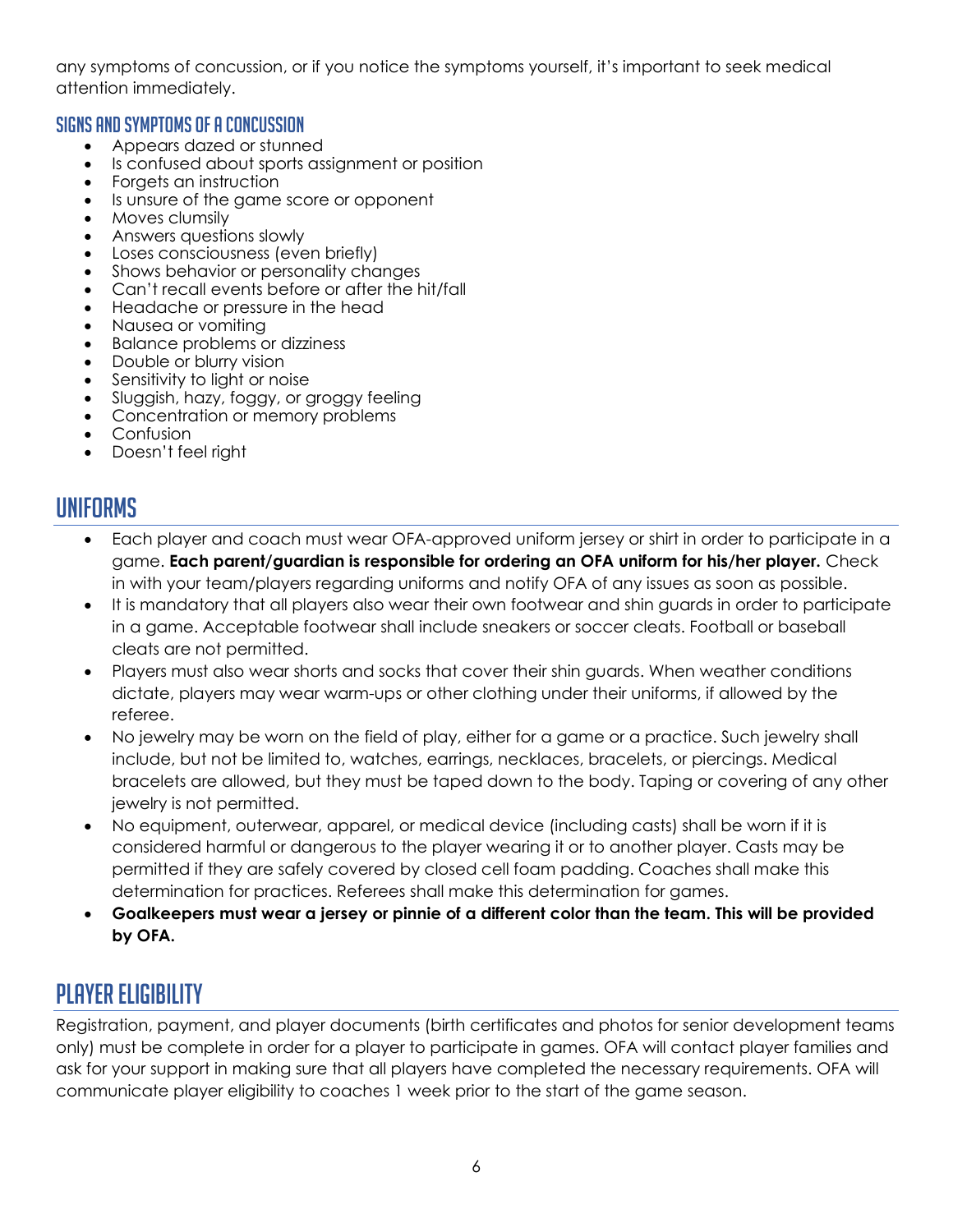any symptoms of concussion, or if you notice the symptoms yourself, it's important to seek medical attention immediately.

### Signs and Symptoms of a Concussion

- Appears dazed or stunned
- Is confused about sports assignment or position
- Forgets an instruction
- Is unsure of the game score or opponent
- Moves clumsily
- Answers questions slowly
- Loses consciousness (even briefly)
- Shows behavior or personality changes
- Can't recall events before or after the hit/fall
- Headache or pressure in the head
- Nausea or vomiting
- Balance problems or dizziness
- Double or blurry vision
- Sensitivity to light or noise
- Sluggish, hazy, foggy, or groggy feeling
- Concentration or memory problems
- Confusion
- Doesn't feel right

## Uniforms

- Each player and coach must wear OFA-approved uniform jersey or shirt in order to participate in a game. **Each parent/guardian is responsible for ordering an OFA uniform for his/her player.** Check in with your team/players regarding uniforms and notify OFA of any issues as soon as possible.
- It is mandatory that all players also wear their own footwear and shin guards in order to participate in a game. Acceptable footwear shall include sneakers or soccer cleats. Football or baseball cleats are not permitted.
- Players must also wear shorts and socks that cover their shin guards. When weather conditions dictate, players may wear warm-ups or other clothing under their uniforms, if allowed by the referee.
- No jewelry may be worn on the field of play, either for a game or a practice. Such jewelry shall include, but not be limited to, watches, earrings, necklaces, bracelets, or piercings. Medical bracelets are allowed, but they must be taped down to the body. Taping or covering of any other jewelry is not permitted.
- No equipment, outerwear, apparel, or medical device (including casts) shall be worn if it is considered harmful or dangerous to the player wearing it or to another player. Casts may be permitted if they are safely covered by closed cell foam padding. Coaches shall make this determination for practices. Referees shall make this determination for games.
- **Goalkeepers must wear a jersey or pinnie of a different color than the team. This will be provided by OFA.**

## Player Eligibility

Registration, payment, and player documents (birth certificates and photos for senior development teams only) must be complete in order for a player to participate in games. OFA will contact player families and ask for your support in making sure that all players have completed the necessary requirements. OFA will communicate player eligibility to coaches 1 week prior to the start of the game season.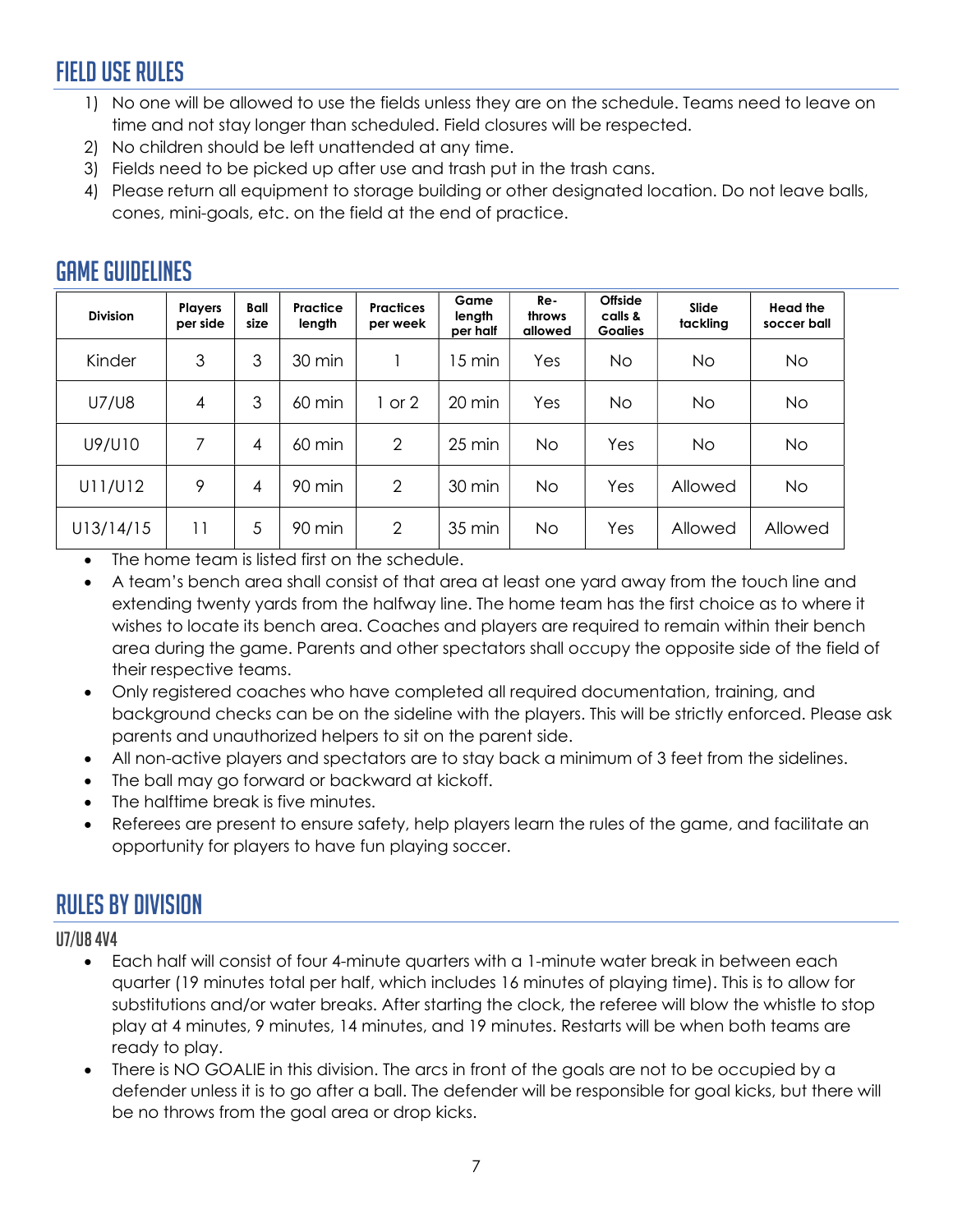## Field Use Rules

1) No one will be allowed to use the fields unless they are on the schedule. Teams need to leave on time and not stay longer than scheduled. Field closures will be respected.
2) No children should be left unattended at any time.
3) Fields need to be picked up after use and trash put in the trash cans.
4) Please return all equipment to storage building or other designated location. Do not leave balls, cones, mini-goals, etc. on the field at the end of practice.

## Game Guidelines

| Division | Players per side | Ball size | Practice length | Practices per week | Game length per half | Re-throws allowed | Offside calls & Goalies | Slide tackling | Head the soccer ball |
|---|---|---|---|---|---|---|---|---|---|
| Kinder | 3 | 3 | 30 min | 1 | 15 min | Yes | No | No | No |
| U7/U8 | 4 | 3 | 60 min | 1 or 2 | 20 min | Yes | No | No | No |
| U9/U10 | 7 | 4 | 60 min | 2 | 25 min | No | Yes | No | No |
| U11/U12 | 9 | 4 | 90 min | 2 | 30 min | No | Yes | Allowed | No |
| U13/14/15 | 11 | 5 | 90 min | 2 | 35 min | No | Yes | Allowed | Allowed |

- The home team is listed first on the schedule.
- A team's bench area shall consist of that area at least one yard away from the touch line and extending twenty yards from the halfway line. The home team has the first choice as to where it wishes to locate its bench area. Coaches and players are required to remain within their bench area during the game. Parents and other spectators shall occupy the opposite side of the field of their respective teams.
- Only registered coaches who have completed all required documentation, training, and background checks can be on the sideline with the players. This will be strictly enforced. Please ask parents and unauthorized helpers to sit on the parent side.
- All non-active players and spectators are to stay back a minimum of 3 feet from the sidelines.
- The ball may go forward or backward at kickoff.
- The halftime break is five minutes.
- Referees are present to ensure safety, help players learn the rules of the game, and facilitate an opportunity for players to have fun playing soccer.

## Rules by Division

### U7/U8 4v4

- Each half will consist of four 4-minute quarters with a 1-minute water break in between each quarter (19 minutes total per half, which includes 16 minutes of playing time). This is to allow for substitutions and/or water breaks. After starting the clock, the referee will blow the whistle to stop play at 4 minutes, 9 minutes, 14 minutes, and 19 minutes. Restarts will be when both teams are ready to play.
- There is NO GOALIE in this division. The arcs in front of the goals are not to be occupied by a defender unless it is to go after a ball. The defender will be responsible for goal kicks, but there will be no throws from the goal area or drop kicks.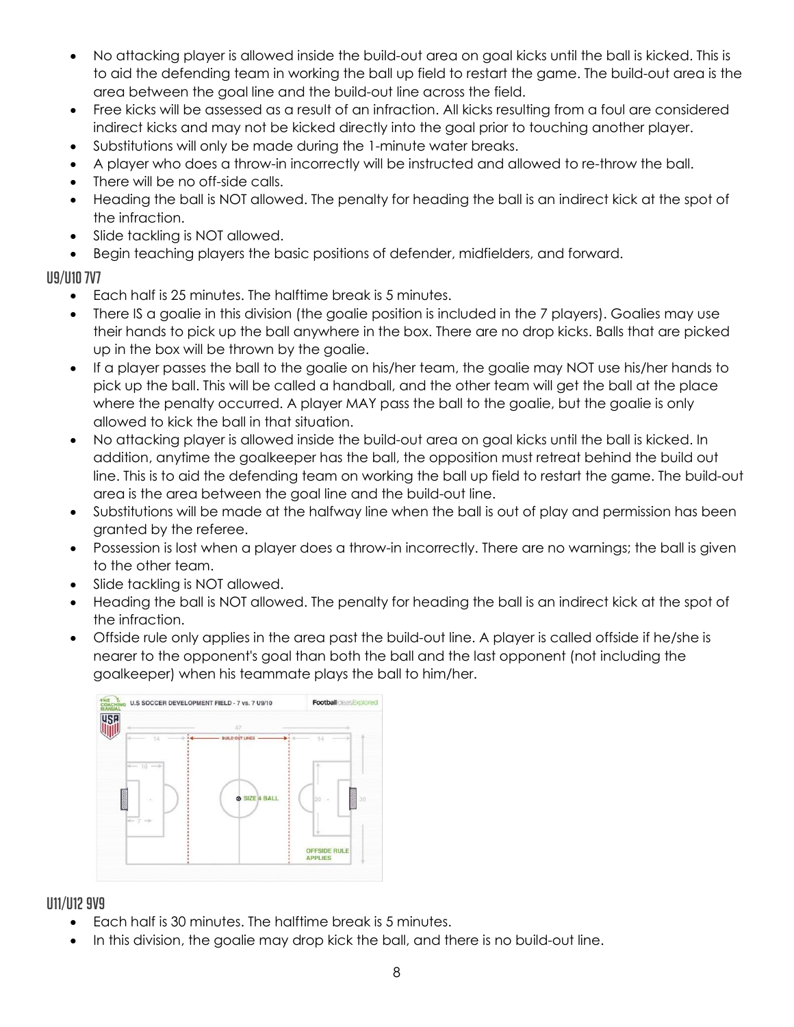- No attacking player is allowed inside the build-out area on goal kicks until the ball is kicked. This is to aid the defending team in working the ball up field to restart the game. The build-out area is the area between the goal line and the build-out line across the field.
- Free kicks will be assessed as a result of an infraction. All kicks resulting from a foul are considered indirect kicks and may not be kicked directly into the goal prior to touching another player.
- Substitutions will only be made during the 1-minute water breaks.
- A player who does a throw-in incorrectly will be instructed and allowed to re-throw the ball.
- There will be no off-side calls.
- Heading the ball is NOT allowed. The penalty for heading the ball is an indirect kick at the spot of the infraction.
- Slide tackling is NOT allowed.
- Begin teaching players the basic positions of defender, midfielders, and forward.

## U9/U10 7V7

- Each half is 25 minutes. The halftime break is 5 minutes.
- There IS a goalie in this division (the goalie position is included in the 7 players). Goalies may use their hands to pick up the ball anywhere in the box. There are no drop kicks. Balls that are picked up in the box will be thrown by the goalie.
- If a player passes the ball to the goalie on his/her team, the goalie may NOT use his/her hands to pick up the ball. This will be called a handball, and the other team will get the ball at the place where the penalty occurred. A player MAY pass the ball to the goalie, but the goalie is only allowed to kick the ball in that situation.
- No attacking player is allowed inside the build-out area on goal kicks until the ball is kicked. In addition, anytime the goalkeeper has the ball, the opposition must retreat behind the build out line. This is to aid the defending team on working the ball up field to restart the game. The build-out area is the area between the goal line and the build-out line.
- Substitutions will be made at the halfway line when the ball is out of play and permission has been granted by the referee.
- Possession is lost when a player does a throw-in incorrectly. There are no warnings; the ball is given to the other team.
- Slide tackling is NOT allowed.
- Heading the ball is NOT allowed. The penalty for heading the ball is an indirect kick at the spot of the infraction.
- Offside rule only applies in the area past the build-out line. A player is called offside if he/she is nearer to the opponent's goal than both the ball and the last opponent (not including the goalkeeper) when his teammate plays the ball to him/her.

## U11/U12 9V9

- Each half is 30 minutes. The halftime break is 5 minutes.
- In this division, the goalie may drop kick the ball, and there is no build-out line.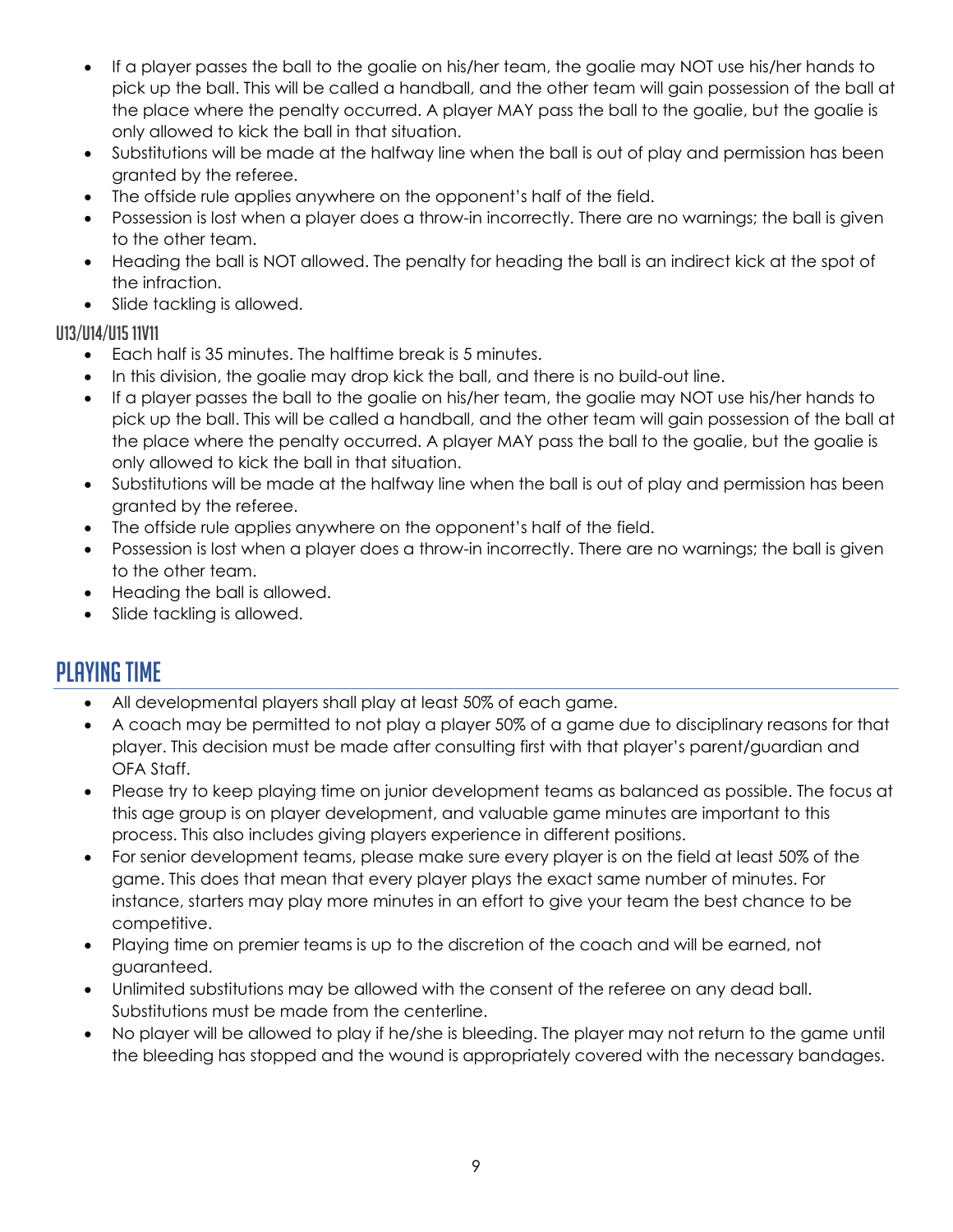- If a player passes the ball to the goalie on his/her team, the goalie may NOT use his/her hands to pick up the ball. This will be called a handball, and the other team will gain possession of the ball at the place where the penalty occurred. A player MAY pass the ball to the goalie, but the goalie is only allowed to kick the ball in that situation.
- Substitutions will be made at the halfway line when the ball is out of play and permission has been granted by the referee.
- The offside rule applies anywhere on the opponent's half of the field.
- Possession is lost when a player does a throw-in incorrectly. There are no warnings; the ball is given to the other team.
- Heading the ball is NOT allowed. The penalty for heading the ball is an indirect kick at the spot of the infraction.
- Slide tackling is allowed.

### U13/U14/U15 11v11

- Each half is 35 minutes. The halftime break is 5 minutes.
- In this division, the goalie may drop kick the ball, and there is no build-out line.
- If a player passes the ball to the goalie on his/her team, the goalie may NOT use his/her hands to pick up the ball. This will be called a handball, and the other team will gain possession of the ball at the place where the penalty occurred. A player MAY pass the ball to the goalie, but the goalie is only allowed to kick the ball in that situation.
- Substitutions will be made at the halfway line when the ball is out of play and permission has been granted by the referee.
- The offside rule applies anywhere on the opponent's half of the field.
- Possession is lost when a player does a throw-in incorrectly. There are no warnings; the ball is given to the other team.
- Heading the ball is allowed.
- Slide tackling is allowed.

## Playing Time

- All developmental players shall play at least 50% of each game.
- A coach may be permitted to not play a player 50% of a game due to disciplinary reasons for that player. This decision must be made after consulting first with that player's parent/guardian and OFA Staff.
- Please try to keep playing time on junior development teams as balanced as possible. The focus at this age group is on player development, and valuable game minutes are important to this process. This also includes giving players experience in different positions.
- For senior development teams, please make sure every player is on the field at least 50% of the game. This does that mean that every player plays the exact same number of minutes. For instance, starters may play more minutes in an effort to give your team the best chance to be competitive.
- Playing time on premier teams is up to the discretion of the coach and will be earned, not guaranteed.
- Unlimited substitutions may be allowed with the consent of the referee on any dead ball. Substitutions must be made from the centerline.
- No player will be allowed to play if he/she is bleeding. The player may not return to the game until the bleeding has stopped and the wound is appropriately covered with the necessary bandages.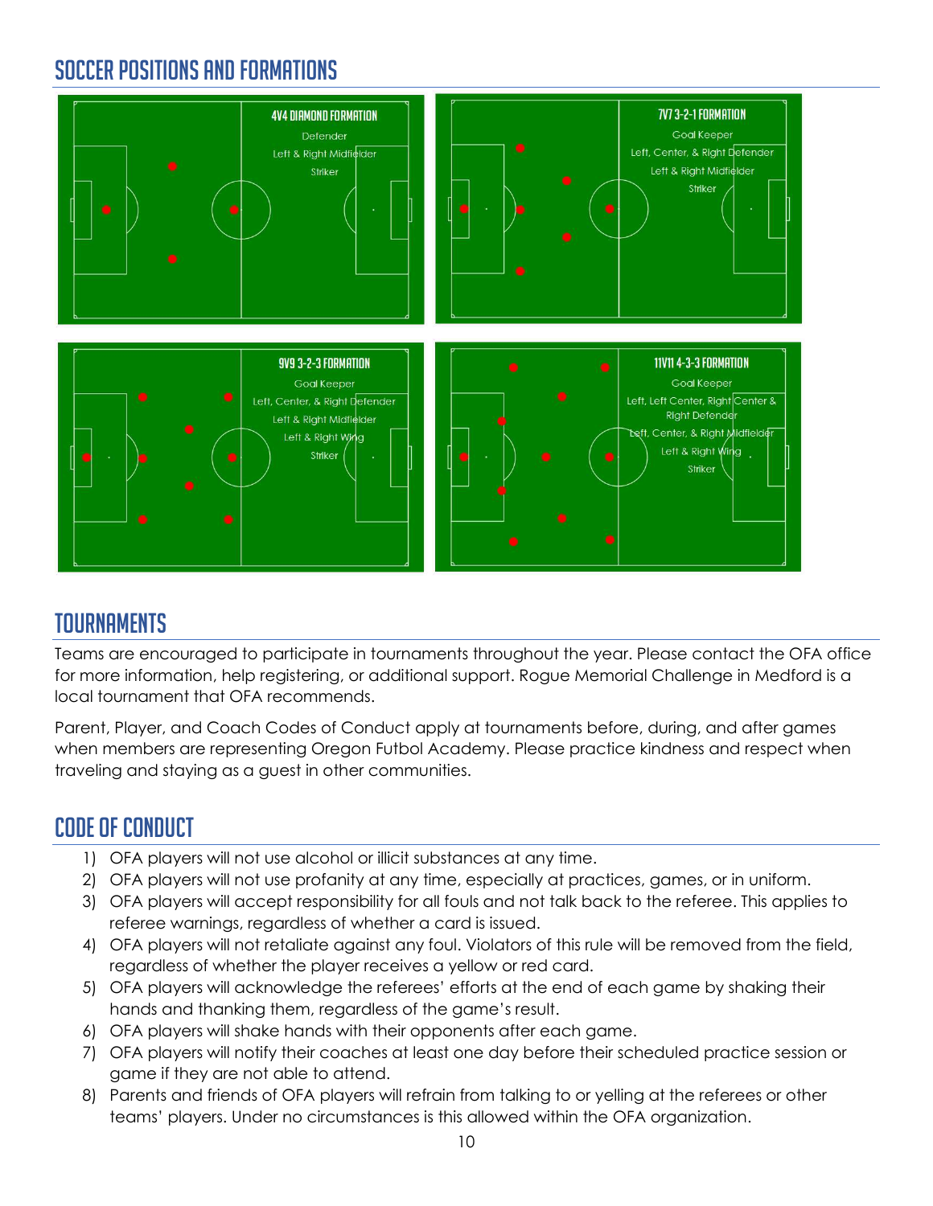## Soccer Positions and Formations

**4V4 DIAMOND FORMATION**

Defender

Left & Right Midfielder

Striker

**7V7 3-2-1 FORMATION**

Goal Keeper

Left, Center, & Right Defender

Left & Right Midfielder

Striker

**9V9 3-2-3 FORMATION**

Goal Keeper

Left, Center, & Right Defender

Left & Right Midfielder

Left & Right Wing

Striker

**11V11 4-3-3 FORMATION**

Goal Keeper

Left, Left Center, Right Center & Right Defender

Left, Center, & Right Midfielder

Left & Right Wing

Striker

## Tournaments

Teams are encouraged to participate in tournaments throughout the year. Please contact the OFA office for more information, help registering, or additional support. Rogue Memorial Challenge in Medford is a local tournament that OFA recommends.

Parent, Player, and Coach Codes of Conduct apply at tournaments before, during, and after games when members are representing Oregon Futbol Academy. Please practice kindness and respect when traveling and staying as a guest in other communities.

## Code of Conduct

1) OFA players will not use alcohol or illicit substances at any time.
2) OFA players will not use profanity at any time, especially at practices, games, or in uniform.
3) OFA players will accept responsibility for all fouls and not talk back to the referee. This applies to referee warnings, regardless of whether a card is issued.
4) OFA players will not retaliate against any foul. Violators of this rule will be removed from the field, regardless of whether the player receives a yellow or red card.
5) OFA players will acknowledge the referees' efforts at the end of each game by shaking their hands and thanking them, regardless of the game's result.
6) OFA players will shake hands with their opponents after each game.
7) OFA players will notify their coaches at least one day before their scheduled practice session or game if they are not able to attend.
8) Parents and friends of OFA players will refrain from talking to or yelling at the referees or other teams' players. Under no circumstances is this allowed within the OFA organization.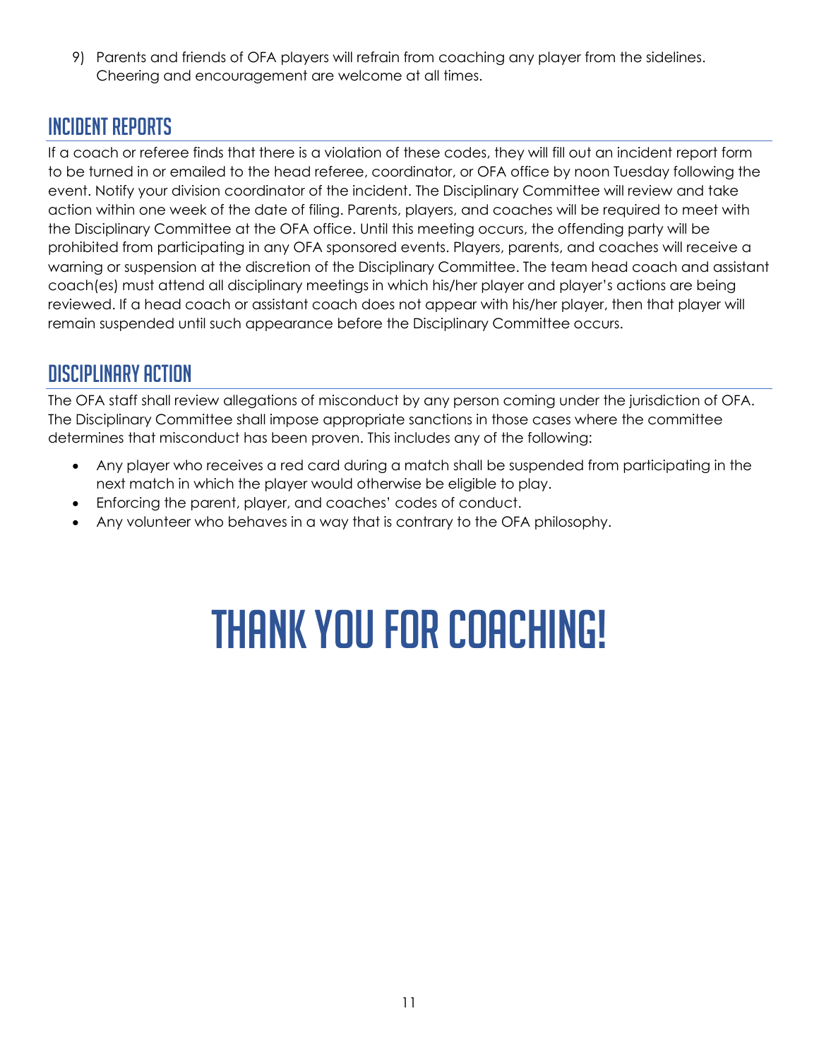9) Parents and friends of OFA players will refrain from coaching any player from the sidelines. Cheering and encouragement are welcome at all times.

## Incident Reports

If a coach or referee finds that there is a violation of these codes, they will fill out an incident report form to be turned in or emailed to the head referee, coordinator, or OFA office by noon Tuesday following the event. Notify your division coordinator of the incident. The Disciplinary Committee will review and take action within one week of the date of filing. Parents, players, and coaches will be required to meet with the Disciplinary Committee at the OFA office. Until this meeting occurs, the offending party will be prohibited from participating in any OFA sponsored events. Players, parents, and coaches will receive a warning or suspension at the discretion of the Disciplinary Committee. The team head coach and assistant coach(es) must attend all disciplinary meetings in which his/her player and player's actions are being reviewed. If a head coach or assistant coach does not appear with his/her player, then that player will remain suspended until such appearance before the Disciplinary Committee occurs.

## Disciplinary Action

The OFA staff shall review allegations of misconduct by any person coming under the jurisdiction of OFA. The Disciplinary Committee shall impose appropriate sanctions in those cases where the committee determines that misconduct has been proven. This includes any of the following:

- Any player who receives a red card during a match shall be suspended from participating in the next match in which the player would otherwise be eligible to play.
- Enforcing the parent, player, and coaches' codes of conduct.
- Any volunteer who behaves in a way that is contrary to the OFA philosophy.

# Thank You for Coaching!